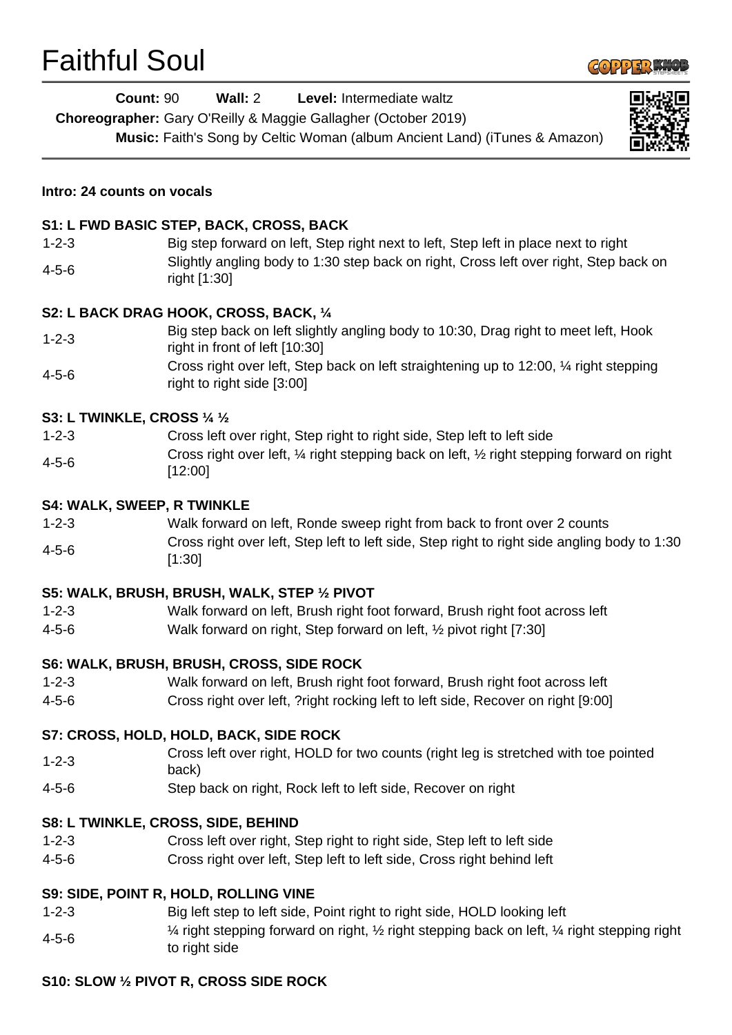# Faithful Soul

**Count:** 90 **Wall:** 2 **Level:** Intermediate waltz

**Choreographer:** Gary O'Reilly & Maggie Gallagher (October 2019)

**Music:** Faith's Song by Celtic Woman (album Ancient Land) (iTunes & Amazon)

**Intro: 24 counts on vocals**

**S1: L FWD BASIC STEP, BACK, CROSS, BACK**

| | |
|---|---|
| 1-2-3 | Big step forward on left, Step right next to left, Step left in place next to right |
| 4-5-6 | Slightly angling body to 1:30 step back on right, Cross left over right, Step back on right [1:30] |

**S2: L BACK DRAG HOOK, CROSS, BACK, ¼**

| | |
|---|---|
| 1-2-3 | Big step back on left slightly angling body to 10:30, Drag right to meet left, Hook right in front of left [10:30] |
| 4-5-6 | Cross right over left, Step back on left straightening up to 12:00, ¼ right stepping right to right side [3:00] |

**S3: L TWINKLE, CROSS ¼ ½**

| | |
|---|---|
| 1-2-3 | Cross left over right, Step right to right side, Step left to left side |
| 4-5-6 | Cross right over left, ¼ right stepping back on left, ½ right stepping forward on right [12:00] |

**S4: WALK, SWEEP, R TWINKLE**

| | |
|---|---|
| 1-2-3 | Walk forward on left, Ronde sweep right from back to front over 2 counts |
| 4-5-6 | Cross right over left, Step left to left side, Step right to right side angling body to 1:30 [1:30] |

**S5: WALK, BRUSH, BRUSH, WALK, STEP ½ PIVOT**

| | |
|---|---|
| 1-2-3 | Walk forward on left, Brush right foot forward, Brush right foot across left |
| 4-5-6 | Walk forward on right, Step forward on left, ½ pivot right [7:30] |

**S6: WALK, BRUSH, BRUSH, CROSS, SIDE ROCK**

| | |
|---|---|
| 1-2-3 | Walk forward on left, Brush right foot forward, Brush right foot across left |
| 4-5-6 | Cross right over left, ?right rocking left to left side, Recover on right [9:00] |

**S7: CROSS, HOLD, HOLD, BACK, SIDE ROCK**

| | |
|---|---|
| 1-2-3 | Cross left over right, HOLD for two counts (right leg is stretched with toe pointed back) |
| 4-5-6 | Step back on right, Rock left to left side, Recover on right |

**S8: L TWINKLE, CROSS, SIDE, BEHIND**

| | |
|---|---|
| 1-2-3 | Cross left over right, Step right to right side, Step left to left side |
| 4-5-6 | Cross right over left, Step left to left side, Cross right behind left |

**S9: SIDE, POINT R, HOLD, ROLLING VINE**

| | |
|---|---|
| 1-2-3 | Big left step to left side, Point right to right side, HOLD looking left |
| 4-5-6 | ¼ right stepping forward on right, ½ right stepping back on left, ¼ right stepping right to right side |

**S10: SLOW ½ PIVOT R, CROSS SIDE ROCK**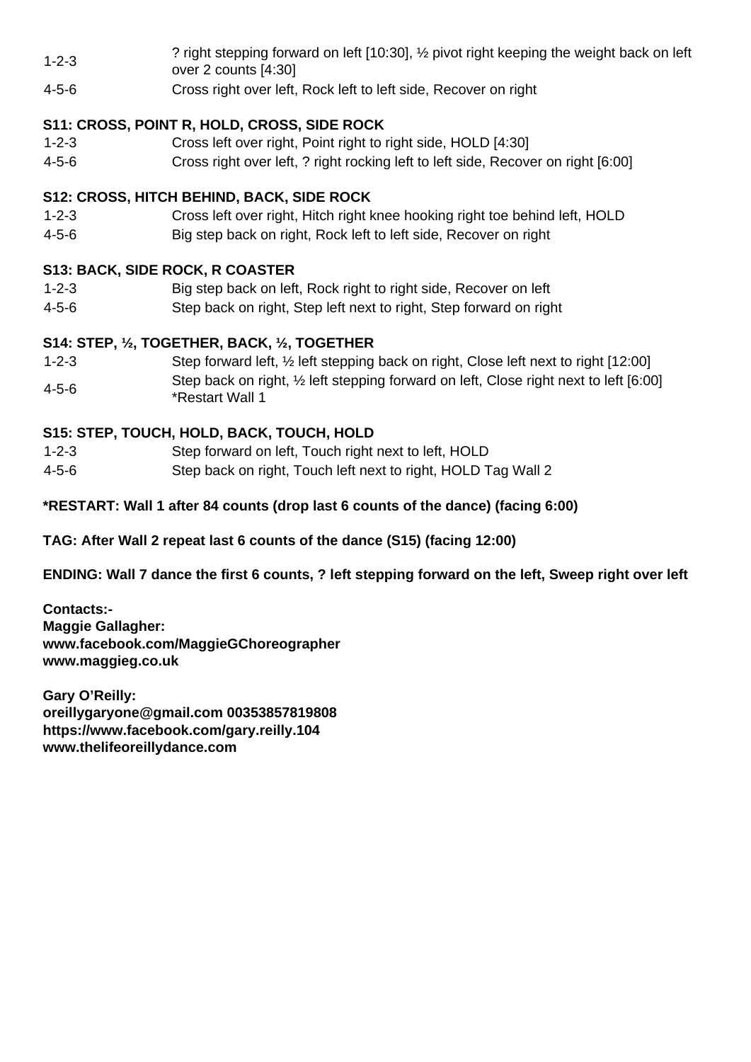| | |
|---|---|
| 1-2-3 | ? right stepping forward on left [10:30], ½ pivot right keeping the weight back on left over 2 counts [4:30] |
| 4-5-6 | Cross right over left, Rock left to left side, Recover on right |

**S11: CROSS, POINT R, HOLD, CROSS, SIDE ROCK**

| | |
|---|---|
| 1-2-3 | Cross left over right, Point right to right side, HOLD [4:30] |
| 4-5-6 | Cross right over left, ? right rocking left to left side, Recover on right [6:00] |

**S12: CROSS, HITCH BEHIND, BACK, SIDE ROCK**

| | |
|---|---|
| 1-2-3 | Cross left over right, Hitch right knee hooking right toe behind left, HOLD |
| 4-5-6 | Big step back on right, Rock left to left side, Recover on right |

**S13: BACK, SIDE ROCK, R COASTER**

| | |
|---|---|
| 1-2-3 | Big step back on left, Rock right to right side, Recover on left |
| 4-5-6 | Step back on right, Step left next to right, Step forward on right |

**S14: STEP, ½, TOGETHER, BACK, ½, TOGETHER**

| | |
|---|---|
| 1-2-3 | Step forward left, ½ left stepping back on right, Close left next to right [12:00] |
| 4-5-6 | Step back on right, ½ left stepping forward on left, Close right next to left [6:00] *Restart Wall 1 |

**S15: STEP, TOUCH, HOLD, BACK, TOUCH, HOLD**

| | |
|---|---|
| 1-2-3 | Step forward on left, Touch right next to left, HOLD |
| 4-5-6 | Step back on right, Touch left next to right, HOLD Tag Wall 2 |

**\*RESTART: Wall 1 after 84 counts (drop last 6 counts of the dance) (facing 6:00)**

**TAG: After Wall 2 repeat last 6 counts of the dance (S15) (facing 12:00)**

**ENDING: Wall 7 dance the first 6 counts, ? left stepping forward on the left, Sweep right over left**

**Contacts:-**
**Maggie Gallagher:**
**www.facebook.com/MaggieGChoreographer**
**www.maggieg.co.uk**

**Gary O'Reilly:**
**oreillygaryone@gmail.com 00353857819808**
**https://www.facebook.com/gary.reilly.104**
**www.thelifeoreillydance.com**